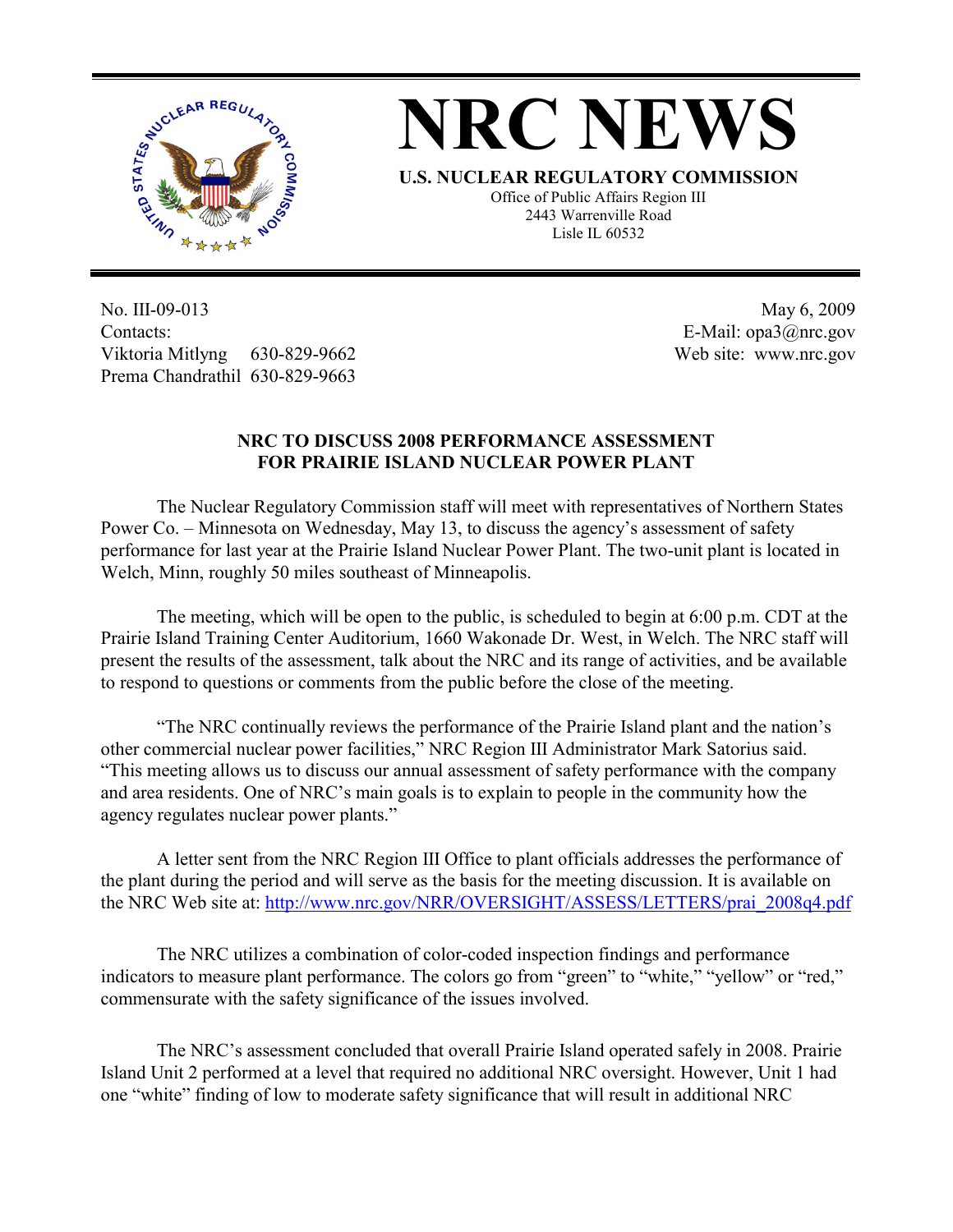# NRC NEWS

**U.S. NUCLEAR REGULATORY COMMISSION**

Office of Public Affairs Region III
2443 Warrenville Road
Lisle IL 60532

No. III-09-013
Contacts:
Viktoria Mitlyng 630-829-9662
Prema Chandrathil 630-829-9663

May 6, 2009
E-Mail: opa3@nrc.gov
Web site: www.nrc.gov

## NRC TO DISCUSS 2008 PERFORMANCE ASSESSMENT FOR PRAIRIE ISLAND NUCLEAR POWER PLANT

The Nuclear Regulatory Commission staff will meet with representatives of Northern States Power Co. – Minnesota on Wednesday, May 13, to discuss the agency's assessment of safety performance for last year at the Prairie Island Nuclear Power Plant. The two-unit plant is located in Welch, Minn, roughly 50 miles southeast of Minneapolis.

The meeting, which will be open to the public, is scheduled to begin at 6:00 p.m. CDT at the Prairie Island Training Center Auditorium, 1660 Wakonade Dr. West, in Welch. The NRC staff will present the results of the assessment, talk about the NRC and its range of activities, and be available to respond to questions or comments from the public before the close of the meeting.

"The NRC continually reviews the performance of the Prairie Island plant and the nation's other commercial nuclear power facilities," NRC Region III Administrator Mark Satorius said. "This meeting allows us to discuss our annual assessment of safety performance with the company and area residents. One of NRC's main goals is to explain to people in the community how the agency regulates nuclear power plants."

A letter sent from the NRC Region III Office to plant officials addresses the performance of the plant during the period and will serve as the basis for the meeting discussion. It is available on the NRC Web site at: http://www.nrc.gov/NRR/OVERSIGHT/ASSESS/LETTERS/prai_2008q4.pdf

The NRC utilizes a combination of color-coded inspection findings and performance indicators to measure plant performance. The colors go from "green" to "white," "yellow" or "red," commensurate with the safety significance of the issues involved.

The NRC's assessment concluded that overall Prairie Island operated safely in 2008. Prairie Island Unit 2 performed at a level that required no additional NRC oversight. However, Unit 1 had one "white" finding of low to moderate safety significance that will result in additional NRC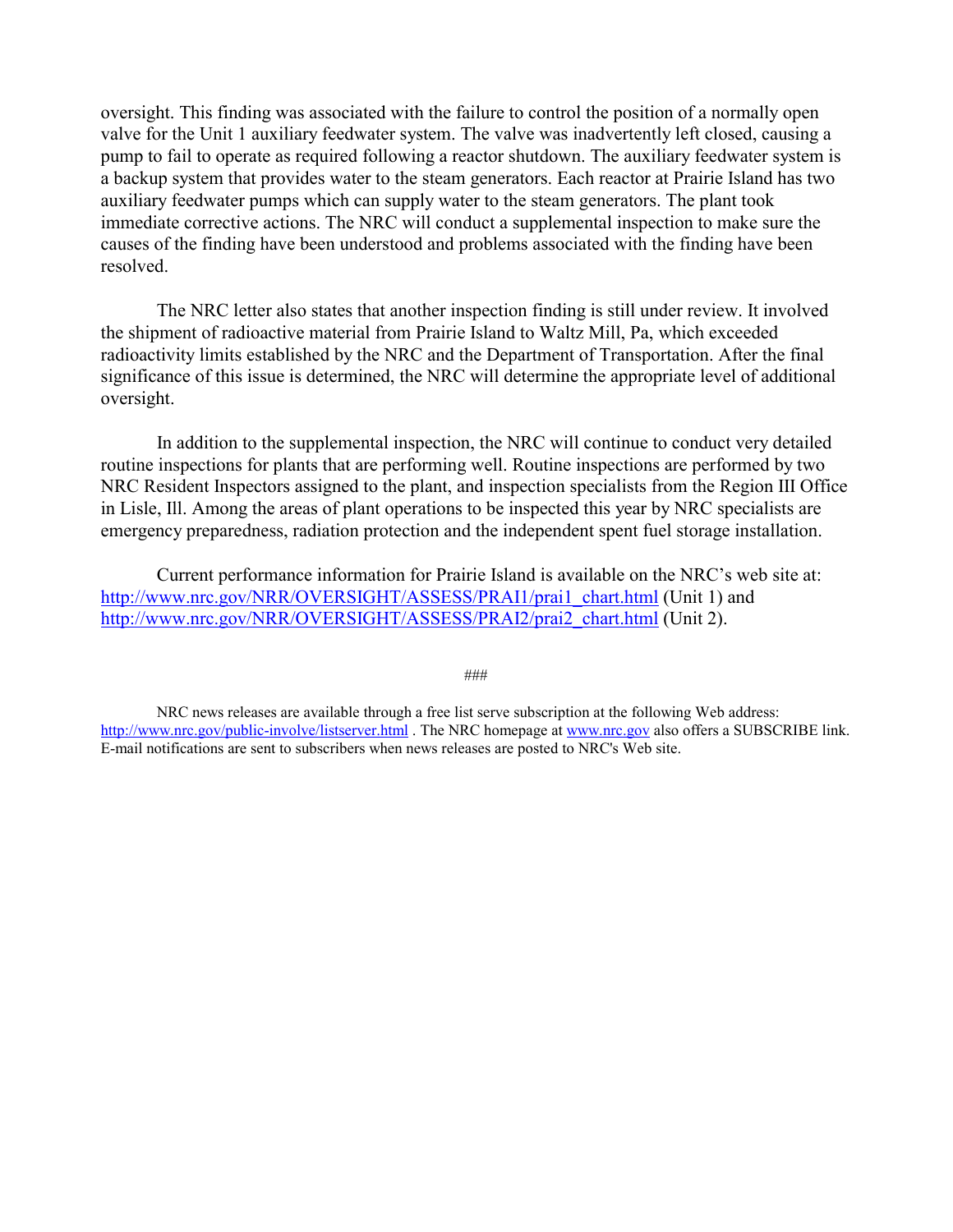oversight. This finding was associated with the failure to control the position of a normally open valve for the Unit 1 auxiliary feedwater system. The valve was inadvertently left closed, causing a pump to fail to operate as required following a reactor shutdown. The auxiliary feedwater system is a backup system that provides water to the steam generators. Each reactor at Prairie Island has two auxiliary feedwater pumps which can supply water to the steam generators. The plant took immediate corrective actions. The NRC will conduct a supplemental inspection to make sure the causes of the finding have been understood and problems associated with the finding have been resolved.

The NRC letter also states that another inspection finding is still under review. It involved the shipment of radioactive material from Prairie Island to Waltz Mill, Pa, which exceeded radioactivity limits established by the NRC and the Department of Transportation. After the final significance of this issue is determined, the NRC will determine the appropriate level of additional oversight.

In addition to the supplemental inspection, the NRC will continue to conduct very detailed routine inspections for plants that are performing well. Routine inspections are performed by two NRC Resident Inspectors assigned to the plant, and inspection specialists from the Region III Office in Lisle, Ill. Among the areas of plant operations to be inspected this year by NRC specialists are emergency preparedness, radiation protection and the independent spent fuel storage installation.

Current performance information for Prairie Island is available on the NRC's web site at: http://www.nrc.gov/NRR/OVERSIGHT/ASSESS/PRAI1/prai1_chart.html (Unit 1) and http://www.nrc.gov/NRR/OVERSIGHT/ASSESS/PRAI2/prai2_chart.html (Unit 2).

###

NRC news releases are available through a free list serve subscription at the following Web address: http://www.nrc.gov/public-involve/listserver.html . The NRC homepage at www.nrc.gov also offers a SUBSCRIBE link. E-mail notifications are sent to subscribers when news releases are posted to NRC's Web site.